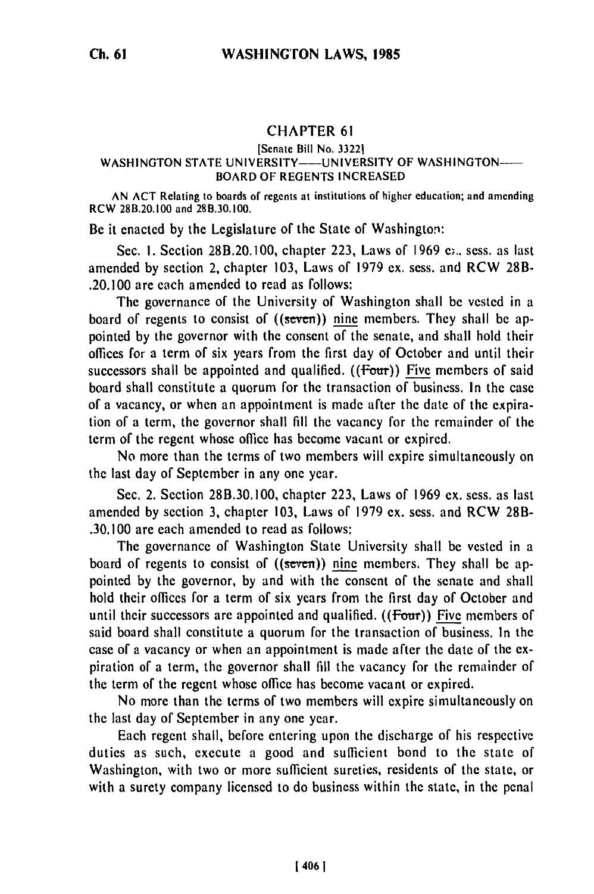## CHAPTER 61

[Senate Bill No. 3322]

WASHINGTON STATE UNIVERSITY——UNIVERSITY OF WASHINGTON——BOARD OF REGENTS INCREASED

AN ACT Relating to boards of regents at institutions of higher education; and amending RCW 28B.20.100 and 28B.30.100.

Be it enacted by the Legislature of the State of Washington:

Sec. 1. Section 28B.20.100, chapter 223, Laws of 1969 ex. sess. as last amended by section 2, chapter 103, Laws of 1979 ex. sess. and RCW 28B-.20.100 are each amended to read as follows:

The governance of the University of Washington shall be vested in a board of regents to consist of ((~~seven~~)) nine members. They shall be appointed by the governor with the consent of the senate, and shall hold their offices for a term of six years from the first day of October and until their successors shall be appointed and qualified. ((~~Four~~)) Five members of said board shall constitute a quorum for the transaction of business. In the case of a vacancy, or when an appointment is made after the date of the expiration of a term, the governor shall fill the vacancy for the remainder of the term of the regent whose office has become vacant or expired.

No more than the terms of two members will expire simultaneously on the last day of September in any one year.

Sec. 2. Section 28B.30.100, chapter 223, Laws of 1969 ex. sess. as last amended by section 3, chapter 103, Laws of 1979 ex. sess. and RCW 28B-.30.100 are each amended to read as follows:

The governance of Washington State University shall be vested in a board of regents to consist of ((~~seven~~)) nine members. They shall be appointed by the governor, by and with the consent of the senate and shall hold their offices for a term of six years from the first day of October and until their successors are appointed and qualified. ((~~Four~~)) Five members of said board shall constitute a quorum for the transaction of business. In the case of a vacancy or when an appointment is made after the date of the expiration of a term, the governor shall fill the vacancy for the remainder of the term of the regent whose office has become vacant or expired.

No more than the terms of two members will expire simultaneously on the last day of September in any one year.

Each regent shall, before entering upon the discharge of his respective duties as such, execute a good and sufficient bond to the state of Washington, with two or more sufficient sureties, residents of the state, or with a surety company licensed to do business within the state, in the penal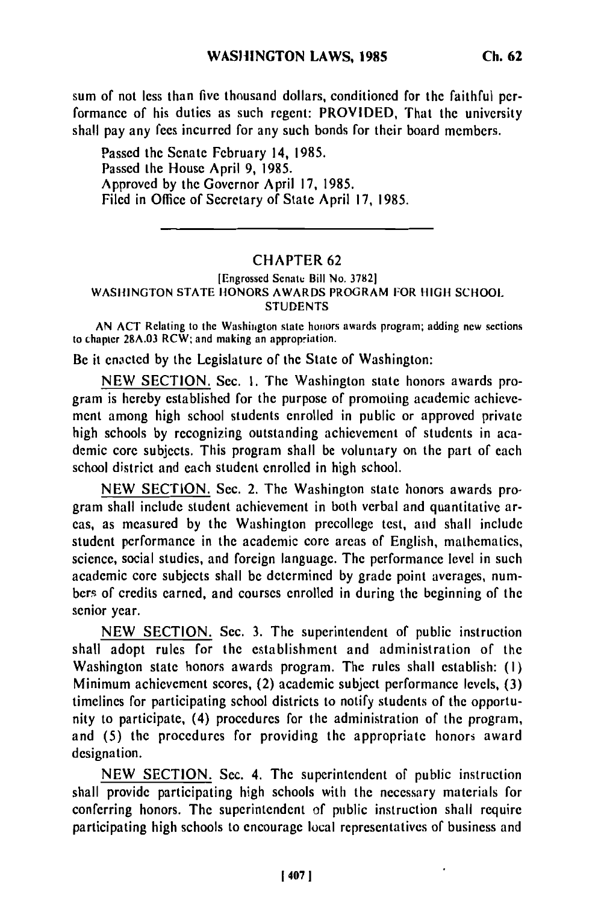sum of not less than five thousand dollars, conditioned for the faithful performance of his duties as such regent: PROVIDED, That the university shall pay any fees incurred for any such bonds for their board members.

Passed the Senate February 14, 1985.
Passed the House April 9, 1985.
Approved by the Governor April 17, 1985.
Filed in Office of Secretary of State April 17, 1985.

---

## CHAPTER 62

[Engrossed Senate Bill No. 3782]

### WASHINGTON STATE HONORS AWARDS PROGRAM FOR HIGH SCHOOL STUDENTS

AN ACT Relating to the Washington state honors awards program; adding new sections to chapter 28A.03 RCW; and making an appropriation.

Be it enacted by the Legislature of the State of Washington:

NEW SECTION. Sec. 1. The Washington state honors awards program is hereby established for the purpose of promoting academic achievement among high school students enrolled in public or approved private high schools by recognizing outstanding achievement of students in academic core subjects. This program shall be voluntary on the part of each school district and each student enrolled in high school.

NEW SECTION. Sec. 2. The Washington state honors awards program shall include student achievement in both verbal and quantitative areas, as measured by the Washington precollege test, and shall include student performance in the academic core areas of English, mathematics, science, social studies, and foreign language. The performance level in such academic core subjects shall be determined by grade point averages, numbers of credits earned, and courses enrolled in during the beginning of the senior year.

NEW SECTION. Sec. 3. The superintendent of public instruction shall adopt rules for the establishment and administration of the Washington state honors awards program. The rules shall establish: (1) Minimum achievement scores, (2) academic subject performance levels, (3) timelines for participating school districts to notify students of the opportunity to participate, (4) procedures for the administration of the program, and (5) the procedures for providing the appropriate honors award designation.

NEW SECTION. Sec. 4. The superintendent of public instruction shall provide participating high schools with the necessary materials for conferring honors. The superintendent of public instruction shall require participating high schools to encourage local representatives of business and